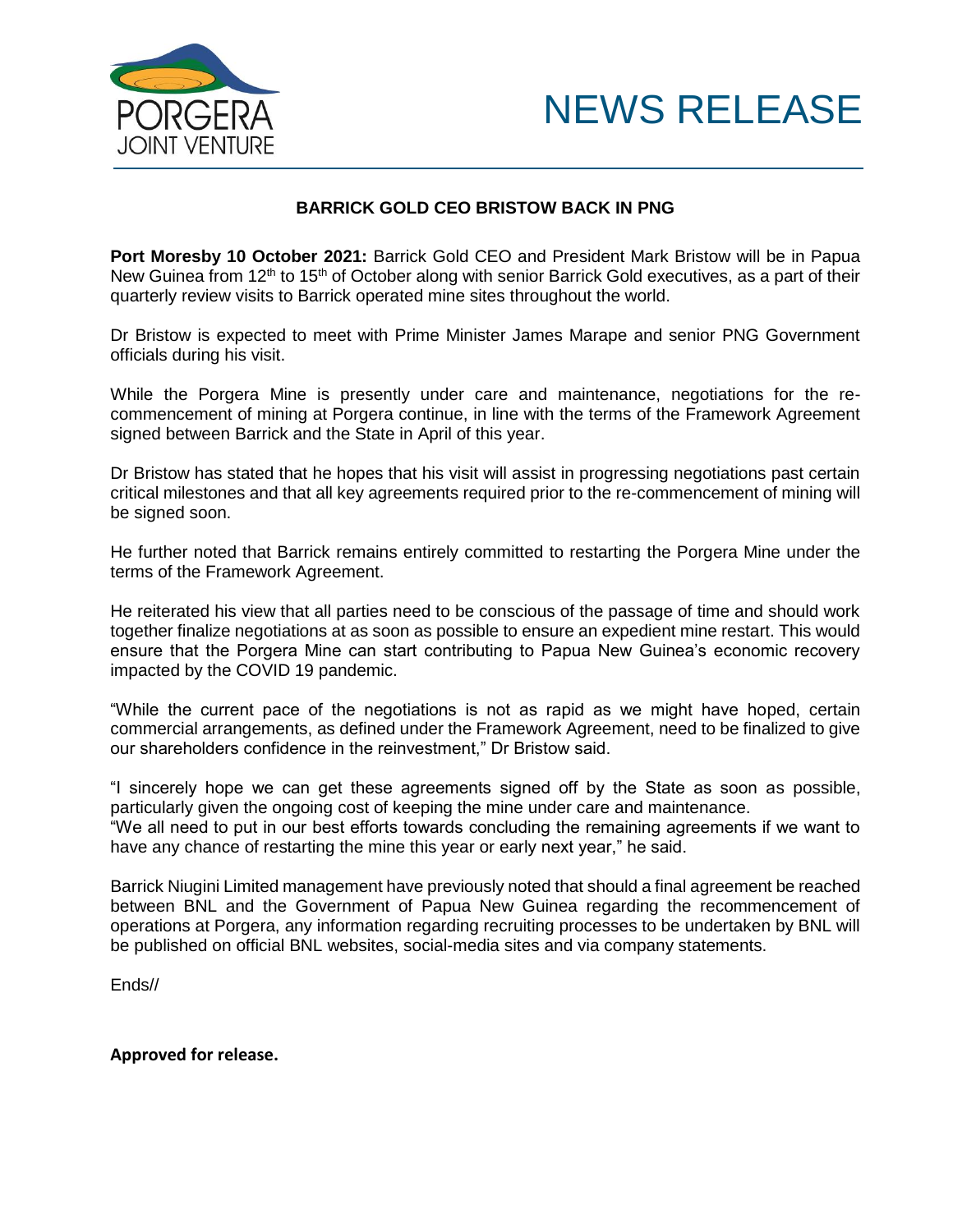PORGERA
JOINT VENTURE

# NEWS RELEASE

## BARRICK GOLD CEO BRISTOW BACK IN PNG

**Port Moresby 10 October 2021:** Barrick Gold CEO and President Mark Bristow will be in Papua New Guinea from 12th to 15th of October along with senior Barrick Gold executives, as a part of their quarterly review visits to Barrick operated mine sites throughout the world.

Dr Bristow is expected to meet with Prime Minister James Marape and senior PNG Government officials during his visit.

While the Porgera Mine is presently under care and maintenance, negotiations for the re-commencement of mining at Porgera continue, in line with the terms of the Framework Agreement signed between Barrick and the State in April of this year.

Dr Bristow has stated that he hopes that his visit will assist in progressing negotiations past certain critical milestones and that all key agreements required prior to the re-commencement of mining will be signed soon.

He further noted that Barrick remains entirely committed to restarting the Porgera Mine under the terms of the Framework Agreement.

He reiterated his view that all parties need to be conscious of the passage of time and should work together finalize negotiations at as soon as possible to ensure an expedient mine restart. This would ensure that the Porgera Mine can start contributing to Papua New Guinea's economic recovery impacted by the COVID 19 pandemic.

"While the current pace of the negotiations is not as rapid as we might have hoped, certain commercial arrangements, as defined under the Framework Agreement, need to be finalized to give our shareholders confidence in the reinvestment," Dr Bristow said.

"I sincerely hope we can get these agreements signed off by the State as soon as possible, particularly given the ongoing cost of keeping the mine under care and maintenance.
"We all need to put in our best efforts towards concluding the remaining agreements if we want to have any chance of restarting the mine this year or early next year," he said.

Barrick Niugini Limited management have previously noted that should a final agreement be reached between BNL and the Government of Papua New Guinea regarding the recommencement of operations at Porgera, any information regarding recruiting processes to be undertaken by BNL will be published on official BNL websites, social-media sites and via company statements.

Ends//

**Approved for release.**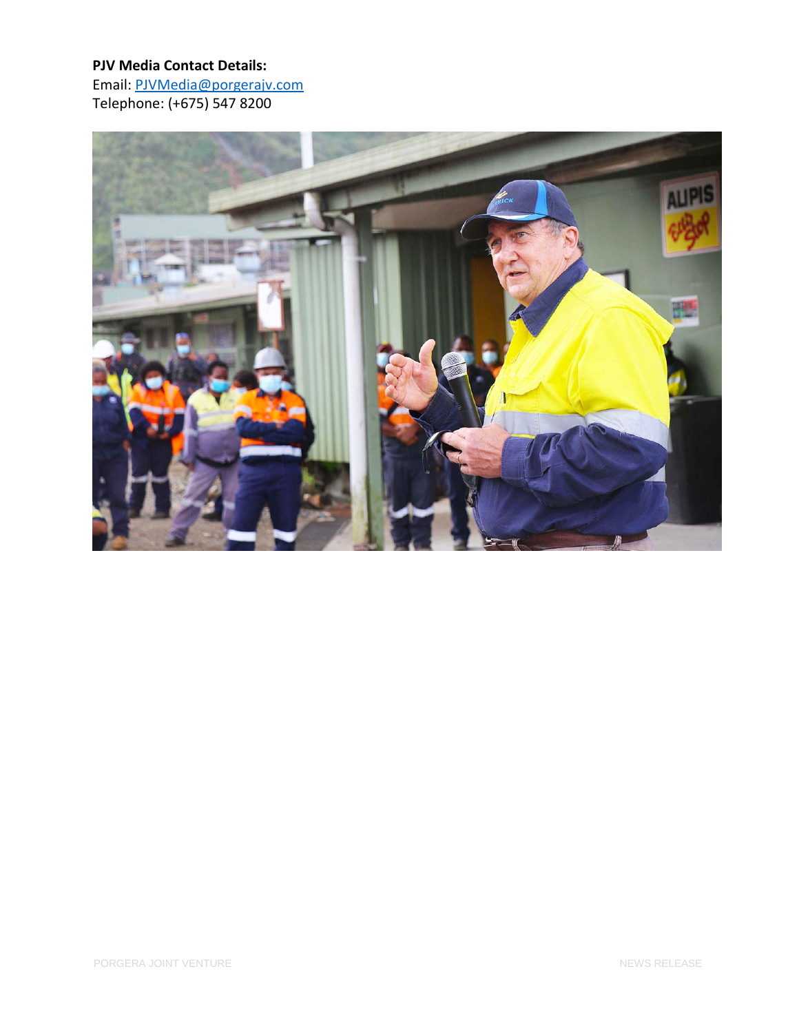**PJV Media Contact Details:**
Email: PJVMedia@porgerajv.com
Telephone: (+675) 547 8200